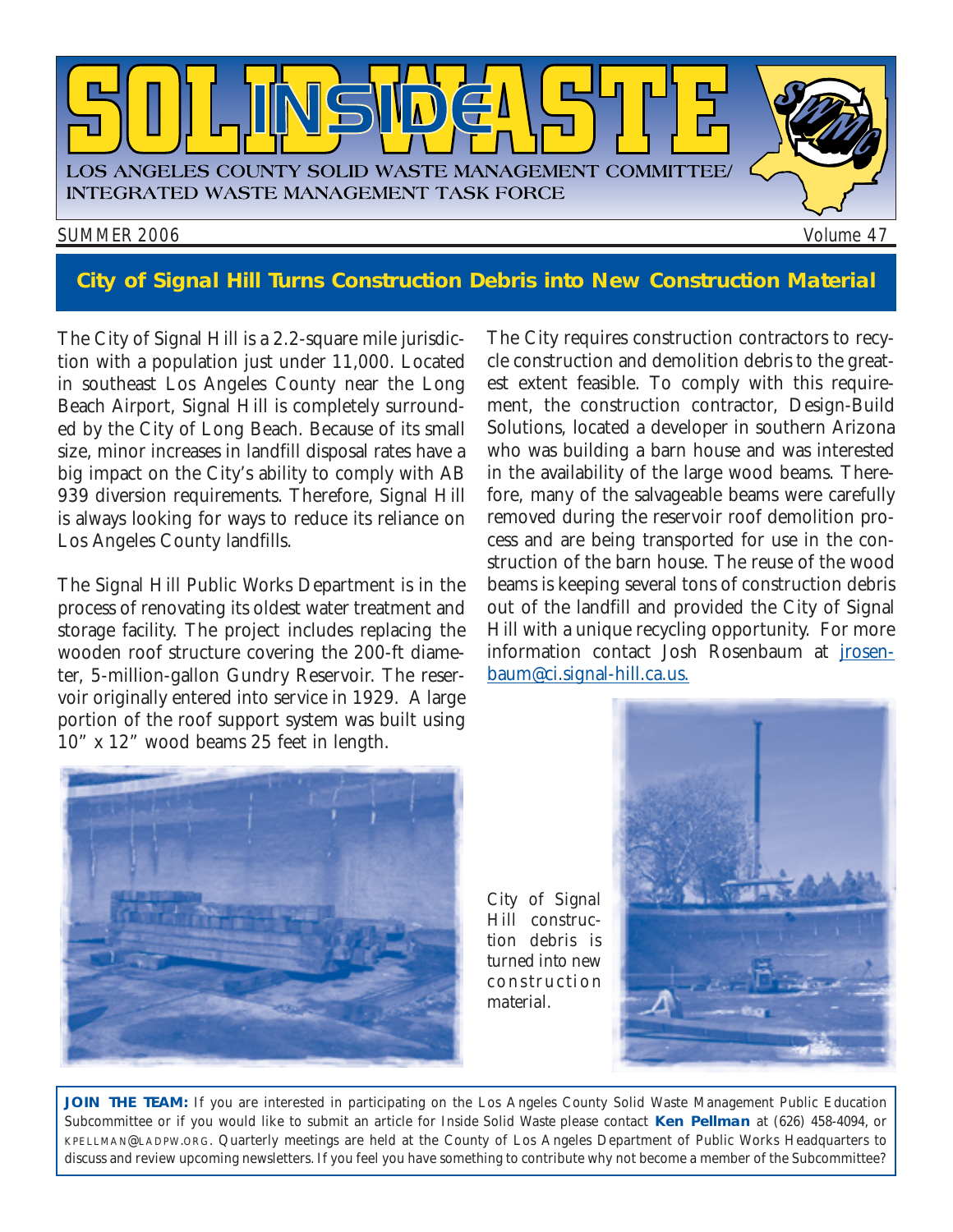# INSIDE SOLID WASTE

LOS ANGELES COUNTY SOLID WASTE MANAGEMENT COMMITTEE/ INTEGRATED WASTE MANAGEMENT TASK FORCE

SUMMER 2006 Volume 47

## City of Signal Hill Turns Construction Debris into New Construction Material

The City of Signal Hill is a 2.2-square mile jurisdiction with a population just under 11,000. Located in southeast Los Angeles County near the Long Beach Airport, Signal Hill is completely surrounded by the City of Long Beach. Because of its small size, minor increases in landfill disposal rates have a big impact on the City's ability to comply with AB 939 diversion requirements. Therefore, Signal Hill is always looking for ways to reduce its reliance on Los Angeles County landfills.

The Signal Hill Public Works Department is in the process of renovating its oldest water treatment and storage facility. The project includes replacing the wooden roof structure covering the 200-ft diameter, 5-million-gallon Gundry Reservoir. The reservoir originally entered into service in 1929. A large portion of the roof support system was built using 10" x 12" wood beams 25 feet in length.

The City requires construction contractors to recycle construction and demolition debris to the greatest extent feasible. To comply with this requirement, the construction contractor, Design-Build Solutions, located a developer in southern Arizona who was building a barn house and was interested in the availability of the large wood beams. Therefore, many of the salvageable beams were carefully removed during the reservoir roof demolition process and are being transported for use in the construction of the barn house. The reuse of the wood beams is keeping several tons of construction debris out of the landfill and provided the City of Signal Hill with a unique recycling opportunity. For more information contact Josh Rosenbaum at jrosenbaum@ci.signal-hill.ca.us.

City of Signal Hill construction debris is turned into new construction material.

**JOIN THE TEAM:** If you are interested in participating on the Los Angeles County Solid Waste Management Public Education Subcommittee or if you would like to submit an article for Inside Solid Waste please contact **Ken Pellman** at (626) 458-4094, or KPELLMAN@LADPW.ORG. Quarterly meetings are held at the County of Los Angeles Department of Public Works Headquarters to discuss and review upcoming newsletters. If you feel you have something to contribute why not become a member of the Subcommittee?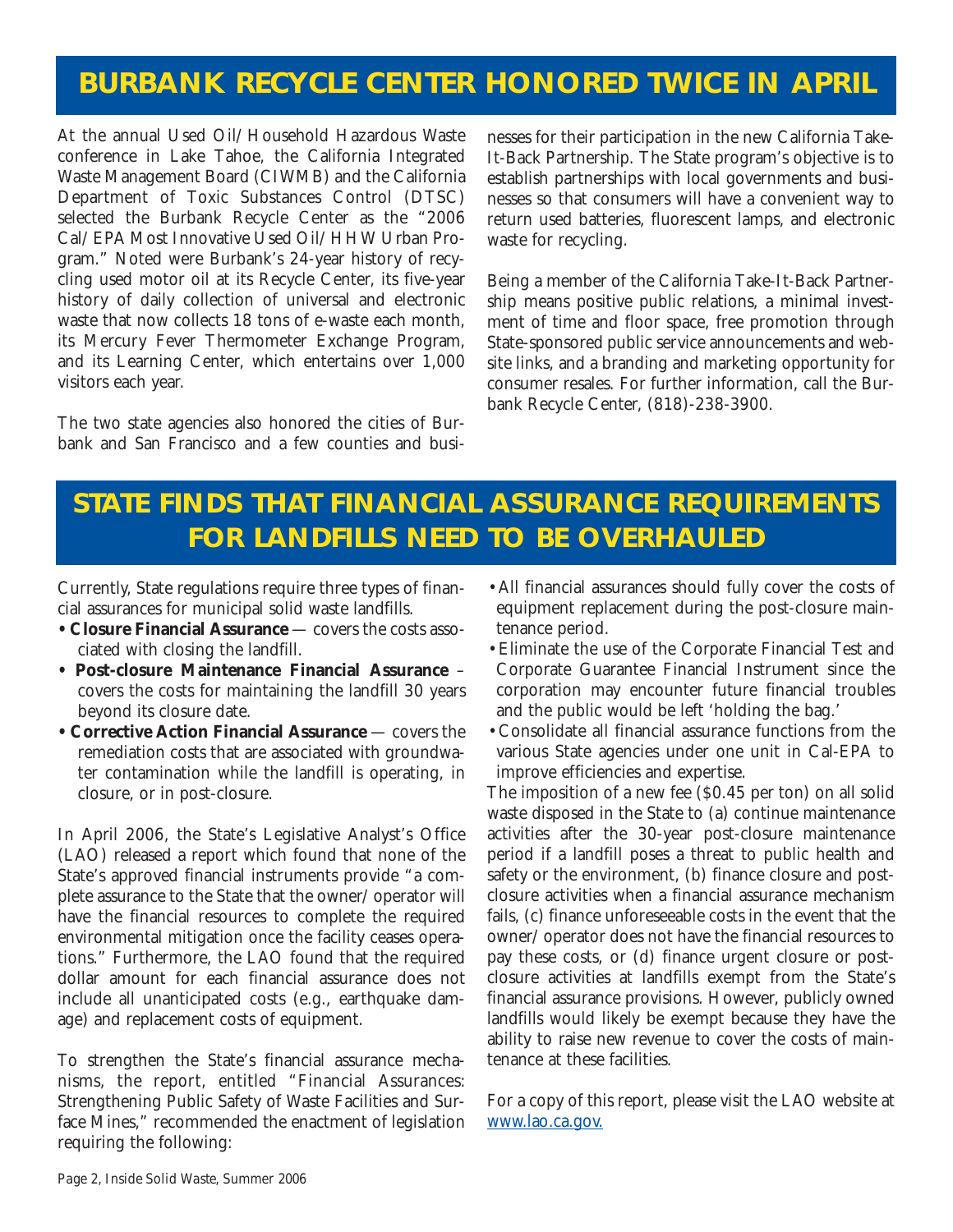## BURBANK RECYCLE CENTER HONORED TWICE IN APRIL

At the annual Used Oil/Household Hazardous Waste conference in Lake Tahoe, the California Integrated Waste Management Board (CIWMB) and the California Department of Toxic Substances Control (DTSC) selected the Burbank Recycle Center as the "2006 Cal/EPA Most Innovative Used Oil/HHW Urban Program." Noted were Burbank's 24-year history of recycling used motor oil at its Recycle Center, its five-year history of daily collection of universal and electronic waste that now collects 18 tons of e-waste each month, its Mercury Fever Thermometer Exchange Program, and its Learning Center, which entertains over 1,000 visitors each year.

The two state agencies also honored the cities of Burbank and San Francisco and a few counties and businesses for their participation in the new California Take-It-Back Partnership. The State program's objective is to establish partnerships with local governments and businesses so that consumers will have a convenient way to return used batteries, fluorescent lamps, and electronic waste for recycling.

Being a member of the California Take-It-Back Partnership means positive public relations, a minimal investment of time and floor space, free promotion through State-sponsored public service announcements and website links, and a branding and marketing opportunity for consumer resales. For further information, call the Burbank Recycle Center, (818)-238-3900.

## STATE FINDS THAT FINANCIAL ASSURANCE REQUIREMENTS FOR LANDFILLS NEED TO BE OVERHAULED

Currently, State regulations require three types of financial assurances for municipal solid waste landfills.

- **Closure Financial Assurance** — covers the costs associated with closing the landfill.
- **Post-closure Maintenance Financial Assurance** – covers the costs for maintaining the landfill 30 years beyond its closure date.
- **Corrective Action Financial Assurance** — covers the remediation costs that are associated with groundwater contamination while the landfill is operating, in closure, or in post-closure.

In April 2006, the State's Legislative Analyst's Office (LAO) released a report which found that none of the State's approved financial instruments provide "a complete assurance to the State that the owner/operator will have the financial resources to complete the required environmental mitigation once the facility ceases operations." Furthermore, the LAO found that the required dollar amount for each financial assurance does not include all unanticipated costs (e.g., earthquake damage) and replacement costs of equipment.

To strengthen the State's financial assurance mechanisms, the report, entitled "Financial Assurances: Strengthening Public Safety of Waste Facilities and Surface Mines," recommended the enactment of legislation requiring the following:

- All financial assurances should fully cover the costs of equipment replacement during the post-closure maintenance period.
- Eliminate the use of the Corporate Financial Test and Corporate Guarantee Financial Instrument since the corporation may encounter future financial troubles and the public would be left 'holding the bag.'
- Consolidate all financial assurance functions from the various State agencies under one unit in Cal-EPA to improve efficiencies and expertise.

The imposition of a new fee ($0.45 per ton) on all solid waste disposed in the State to (a) continue maintenance activities after the 30-year post-closure maintenance period if a landfill poses a threat to public health and safety or the environment, (b) finance closure and post-closure activities when a financial assurance mechanism fails, (c) finance unforeseeable costs in the event that the owner/operator does not have the financial resources to pay these costs, or (d) finance urgent closure or post-closure activities at landfills exempt from the State's financial assurance provisions. However, publicly owned landfills would likely be exempt because they have the ability to raise new revenue to cover the costs of maintenance at these facilities.

For a copy of this report, please visit the LAO website at www.lao.ca.gov.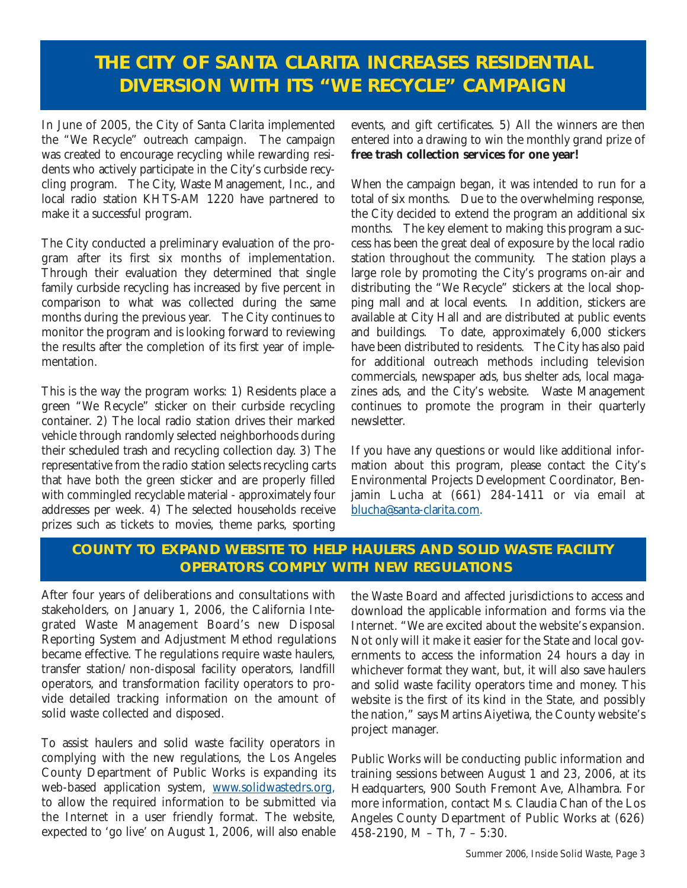# THE CITY OF SANTA CLARITA INCREASES RESIDENTIAL DIVERSION WITH ITS "WE RECYCLE" CAMPAIGN

In June of 2005, the City of Santa Clarita implemented the "We Recycle" outreach campaign. The campaign was created to encourage recycling while rewarding residents who actively participate in the City's curbside recycling program. The City, Waste Management, Inc., and local radio station KHTS-AM 1220 have partnered to make it a successful program.

The City conducted a preliminary evaluation of the program after its first six months of implementation. Through their evaluation they determined that single family curbside recycling has increased by five percent in comparison to what was collected during the same months during the previous year. The City continues to monitor the program and is looking forward to reviewing the results after the completion of its first year of implementation.

This is the way the program works: 1) Residents place a green "We Recycle" sticker on their curbside recycling container. 2) The local radio station drives their marked vehicle through randomly selected neighborhoods during their scheduled trash and recycling collection day. 3) The representative from the radio station selects recycling carts that have both the green sticker and are properly filled with commingled recyclable material - approximately four addresses per week. 4) The selected households receive prizes such as tickets to movies, theme parks, sporting events, and gift certificates. 5) All the winners are then entered into a drawing to win the monthly grand prize of **free trash collection services for one year!**

When the campaign began, it was intended to run for a total of six months. Due to the overwhelming response, the City decided to extend the program an additional six months. The key element to making this program a success has been the great deal of exposure by the local radio station throughout the community. The station plays a large role by promoting the City's programs on-air and distributing the "We Recycle" stickers at the local shopping mall and at local events. In addition, stickers are available at City Hall and are distributed at public events and buildings. To date, approximately 6,000 stickers have been distributed to residents. The City has also paid for additional outreach methods including television commercials, newspaper ads, bus shelter ads, local magazines ads, and the City's website. Waste Management continues to promote the program in their quarterly newsletter.

If you have any questions or would like additional information about this program, please contact the City's Environmental Projects Development Coordinator, Benjamin Lucha at (661) 284-1411 or via email at blucha@santa-clarita.com.

## COUNTY TO EXPAND WEBSITE TO HELP HAULERS AND SOLID WASTE FACILITY OPERATORS COMPLY WITH NEW REGULATIONS

After four years of deliberations and consultations with stakeholders, on January 1, 2006, the California Integrated Waste Management Board's new Disposal Reporting System and Adjustment Method regulations became effective. The regulations require waste haulers, transfer station/non-disposal facility operators, landfill operators, and transformation facility operators to provide detailed tracking information on the amount of solid waste collected and disposed.

To assist haulers and solid waste facility operators in complying with the new regulations, the Los Angeles County Department of Public Works is expanding its web-based application system, www.solidwastedrs.org, to allow the required information to be submitted via the Internet in a user friendly format. The website, expected to 'go live' on August 1, 2006, will also enable the Waste Board and affected jurisdictions to access and download the applicable information and forms via the Internet. "We are excited about the website's expansion. Not only will it make it easier for the State and local governments to access the information 24 hours a day in whichever format they want, but, it will also save haulers and solid waste facility operators time and money. This website is the first of its kind in the State, and possibly the nation," says Martins Aiyetiwa, the County website's project manager.

Public Works will be conducting public information and training sessions between August 1 and 23, 2006, at its Headquarters, 900 South Fremont Ave, Alhambra. For more information, contact Ms. Claudia Chan of the Los Angeles County Department of Public Works at (626) 458-2190, M – Th, 7 – 5:30.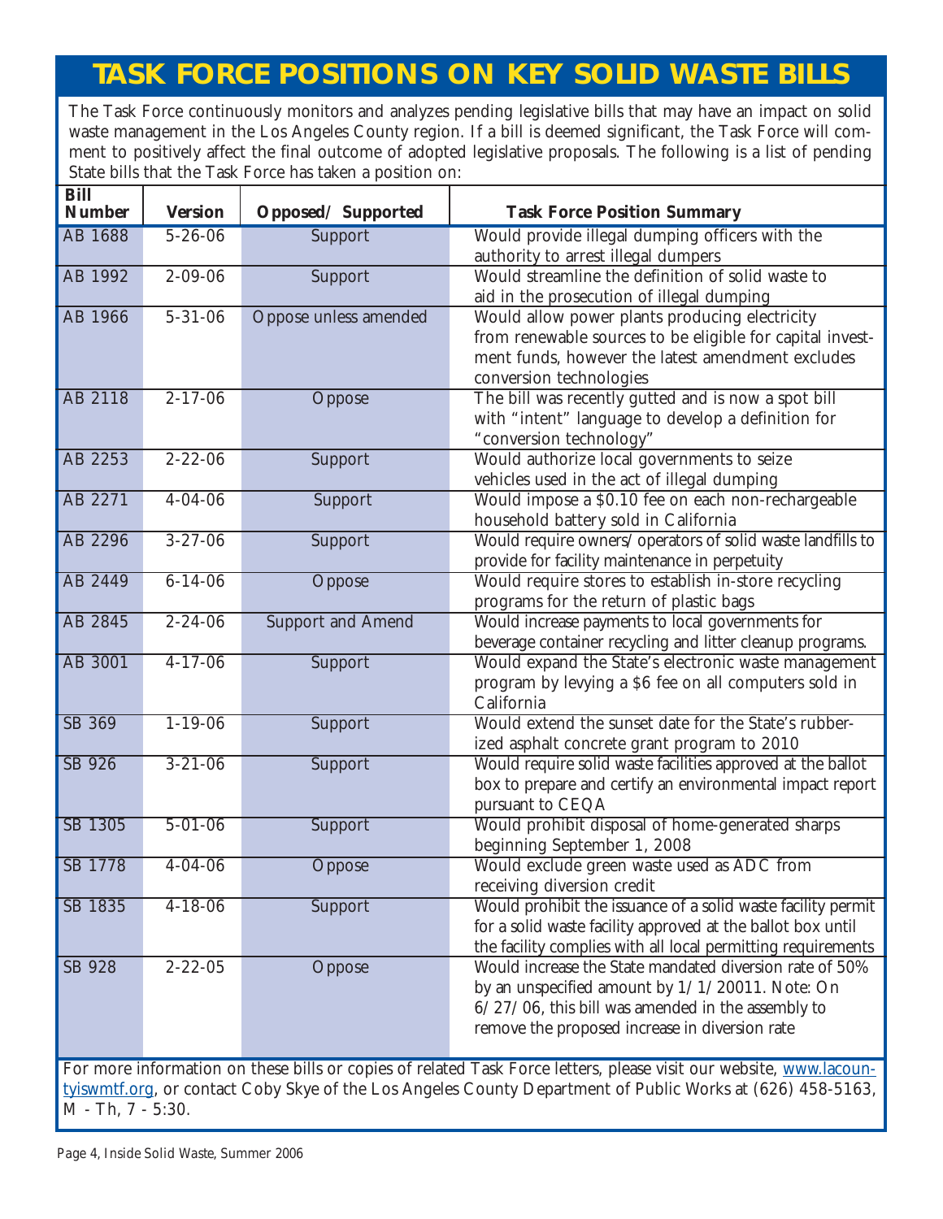# TASK FORCE POSITIONS ON KEY SOLID WASTE BILLS

The Task Force continuously monitors and analyzes pending legislative bills that may have an impact on solid waste management in the Los Angeles County region. If a bill is deemed significant, the Task Force will comment to positively affect the final outcome of adopted legislative proposals. The following is a list of pending State bills that the Task Force has taken a position on:

| Bill Number | Version | Opposed/ Supported | Task Force Position Summary |
|---|---|---|---|
| AB 1688 | 5-26-06 | Support | Would provide illegal dumping officers with the authority to arrest illegal dumpers |
| AB 1992 | 2-09-06 | Support | Would streamline the definition of solid waste to aid in the prosecution of illegal dumping |
| AB 1966 | 5-31-06 | Oppose unless amended | Would allow power plants producing electricity from renewable sources to be eligible for capital investment funds, however the latest amendment excludes conversion technologies |
| AB 2118 | 2-17-06 | Oppose | The bill was recently gutted and is now a spot bill with "intent" language to develop a definition for "conversion technology" |
| AB 2253 | 2-22-06 | Support | Would authorize local governments to seize vehicles used in the act of illegal dumping |
| AB 2271 | 4-04-06 | Support | Would impose a $0.10 fee on each non-rechargeable household battery sold in California |
| AB 2296 | 3-27-06 | Support | Would require owners/operators of solid waste landfills to provide for facility maintenance in perpetuity |
| AB 2449 | 6-14-06 | Oppose | Would require stores to establish in-store recycling programs for the return of plastic bags |
| AB 2845 | 2-24-06 | Support and Amend | Would increase payments to local governments for beverage container recycling and litter cleanup programs. |
| AB 3001 | 4-17-06 | Support | Would expand the State's electronic waste management program by levying a $6 fee on all computers sold in California |
| SB 369 | 1-19-06 | Support | Would extend the sunset date for the State's rubberized asphalt concrete grant program to 2010 |
| SB 926 | 3-21-06 | Support | Would require solid waste facilities approved at the ballot box to prepare and certify an environmental impact report pursuant to CEQA |
| SB 1305 | 5-01-06 | Support | Would prohibit disposal of home-generated sharps beginning September 1, 2008 |
| SB 1778 | 4-04-06 | Oppose | Would exclude green waste used as ADC from receiving diversion credit |
| SB 1835 | 4-18-06 | Support | Would prohibit the issuance of a solid waste facility permit for a solid waste facility approved at the ballot box until the facility complies with all local permitting requirements |
| SB 928 | 2-22-05 | Oppose | Would increase the State mandated diversion rate of 50% by an unspecified amount by 1/1/20011. Note: On 6/27/06, this bill was amended in the assembly to remove the proposed increase in diversion rate |

For more information on these bills or copies of related Task Force letters, please visit our website, www.lacountyiswmtf.org, or contact Coby Skye of the Los Angeles County Department of Public Works at (626) 458-5163, M - Th, 7 - 5:30.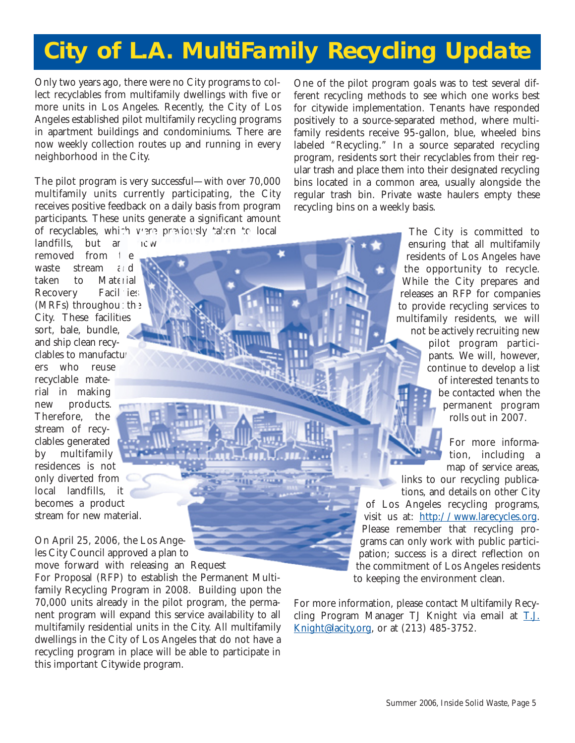# City of L.A. MultiFamily Recycling Update

Only two years ago, there were no City programs to collect recyclables from multifamily dwellings with five or more units in Los Angeles. Recently, the City of Los Angeles established pilot multifamily recycling programs in apartment buildings and condominiums. There are now weekly collection routes up and running in every neighborhood in the City.

The pilot program is very successful—with over 70,000 multifamily units currently participating, the City receives positive feedback on a daily basis from program participants. These units generate a significant amount of recyclables, which were previously taken to local landfills, but are now removed from the waste stream and taken to Material Recovery Facilities (MRFs) throughout the City. These facilities sort, bale, bundle, and ship clean recyclables to manufacturers who reuse recyclable material in making new products. Therefore, the stream of recyclables generated by multifamily residences is not only diverted from local landfills, it becomes a product stream for new material.

On April 25, 2006, the Los Angeles City Council approved a plan to move forward with releasing an Request For Proposal (RFP) to establish the Permanent Multifamily Recycling Program in 2008. Building upon the 70,000 units already in the pilot program, the permanent program will expand this service availability to all multifamily residential units in the City. All multifamily dwellings in the City of Los Angeles that do not have a recycling program in place will be able to participate in this important Citywide program.

One of the pilot program goals was to test several different recycling methods to see which one works best for citywide implementation. Tenants have responded positively to a source-separated method, where multifamily residents receive 95-gallon, blue, wheeled bins labeled "Recycling." In a source separated recycling program, residents sort their recyclables from their regular trash and place them into their designated recycling bins located in a common area, usually alongside the regular trash bin. Private waste haulers empty these recycling bins on a weekly basis.

The City is committed to ensuring that all multifamily residents of Los Angeles have the opportunity to recycle. While the City prepares and releases an RFP for companies to provide recycling services to multifamily residents, we will not be actively recruiting new pilot program participants. We will, however, continue to develop a list of interested tenants to be contacted when the permanent program rolls out in 2007.

For more information, including a map of service areas, links to our recycling publications, and details on other City of Los Angeles recycling programs, visit us at: http://www.larecycles.org. Please remember that recycling programs can only work with public participation; success is a direct reflection on the commitment of Los Angeles residents to keeping the environment clean.

For more information, please contact Multifamily Recycling Program Manager TJ Knight via email at T.J.Knight@lacity,org, or at (213) 485-3752.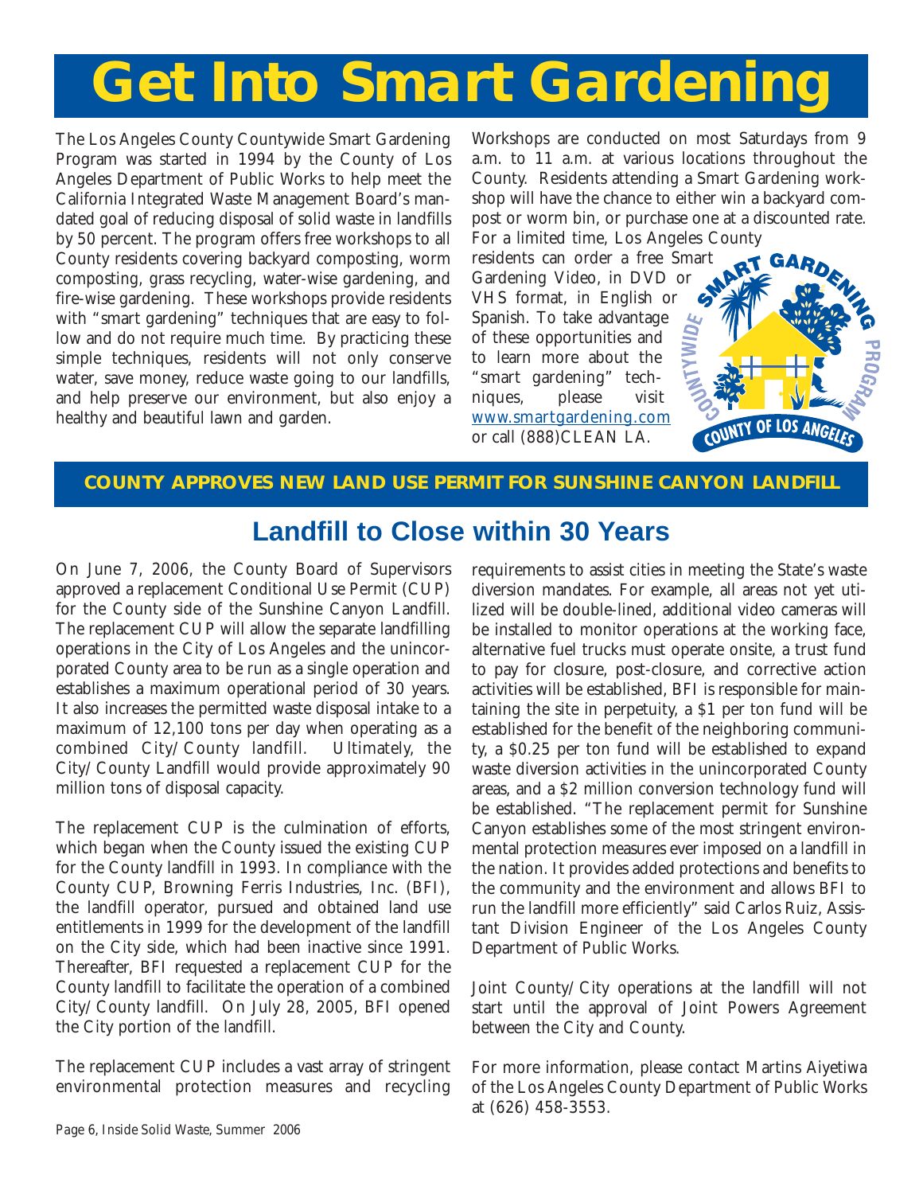# Get Into Smart Gardening

The Los Angeles County Countywide Smart Gardening Program was started in 1994 by the County of Los Angeles Department of Public Works to help meet the California Integrated Waste Management Board's mandated goal of reducing disposal of solid waste in landfills by 50 percent. The program offers free workshops to all County residents covering backyard composting, worm composting, grass recycling, water-wise gardening, and fire-wise gardening. These workshops provide residents with "smart gardening" techniques that are easy to follow and do not require much time. By practicing these simple techniques, residents will not only conserve water, save money, reduce waste going to our landfills, and help preserve our environment, but also enjoy a healthy and beautiful lawn and garden.

Workshops are conducted on most Saturdays from 9 a.m. to 11 a.m. at various locations throughout the County. Residents attending a Smart Gardening workshop will have the chance to either win a backyard compost or worm bin, or purchase one at a discounted rate. For a limited time, Los Angeles County residents can order a free Smart Gardening Video, in DVD or VHS format, in English or Spanish. To take advantage of these opportunities and to learn more about the "smart gardening" techniques, please visit www.smartgardening.com or call (888)CLEAN LA.

SMART GARDENING COUNTYWIDE PROGRAM COUNTY OF LOS ANGELES

**COUNTY APPROVES NEW LAND USE PERMIT FOR SUNSHINE CANYON LANDFILL**

## Landfill to Close within 30 Years

On June 7, 2006, the County Board of Supervisors approved a replacement Conditional Use Permit (CUP) for the County side of the Sunshine Canyon Landfill. The replacement CUP will allow the separate landfilling operations in the City of Los Angeles and the unincorporated County area to be run as a single operation and establishes a maximum operational period of 30 years. It also increases the permitted waste disposal intake to a maximum of 12,100 tons per day when operating as a combined City/County landfill. Ultimately, the City/County Landfill would provide approximately 90 million tons of disposal capacity.

The replacement CUP is the culmination of efforts, which began when the County issued the existing CUP for the County landfill in 1993. In compliance with the County CUP, Browning Ferris Industries, Inc. (BFI), the landfill operator, pursued and obtained land use entitlements in 1999 for the development of the landfill on the City side, which had been inactive since 1991. Thereafter, BFI requested a replacement CUP for the County landfill to facilitate the operation of a combined City/County landfill. On July 28, 2005, BFI opened the City portion of the landfill.

The replacement CUP includes a vast array of stringent environmental protection measures and recycling requirements to assist cities in meeting the State's waste diversion mandates. For example, all areas not yet utilized will be double-lined, additional video cameras will be installed to monitor operations at the working face, alternative fuel trucks must operate onsite, a trust fund to pay for closure, post-closure, and corrective action activities will be established, BFI is responsible for maintaining the site in perpetuity, a $1 per ton fund will be established for the benefit of the neighboring community, a $0.25 per ton fund will be established to expand waste diversion activities in the unincorporated County areas, and a $2 million conversion technology fund will be established. "The replacement permit for Sunshine Canyon establishes some of the most stringent environmental protection measures ever imposed on a landfill in the nation. It provides added protections and benefits to the community and the environment and allows BFI to run the landfill more efficiently" said Carlos Ruiz, Assistant Division Engineer of the Los Angeles County Department of Public Works.

Joint County/City operations at the landfill will not start until the approval of Joint Powers Agreement between the City and County.

For more information, please contact Martins Aiyetiwa of the Los Angeles County Department of Public Works at (626) 458-3553.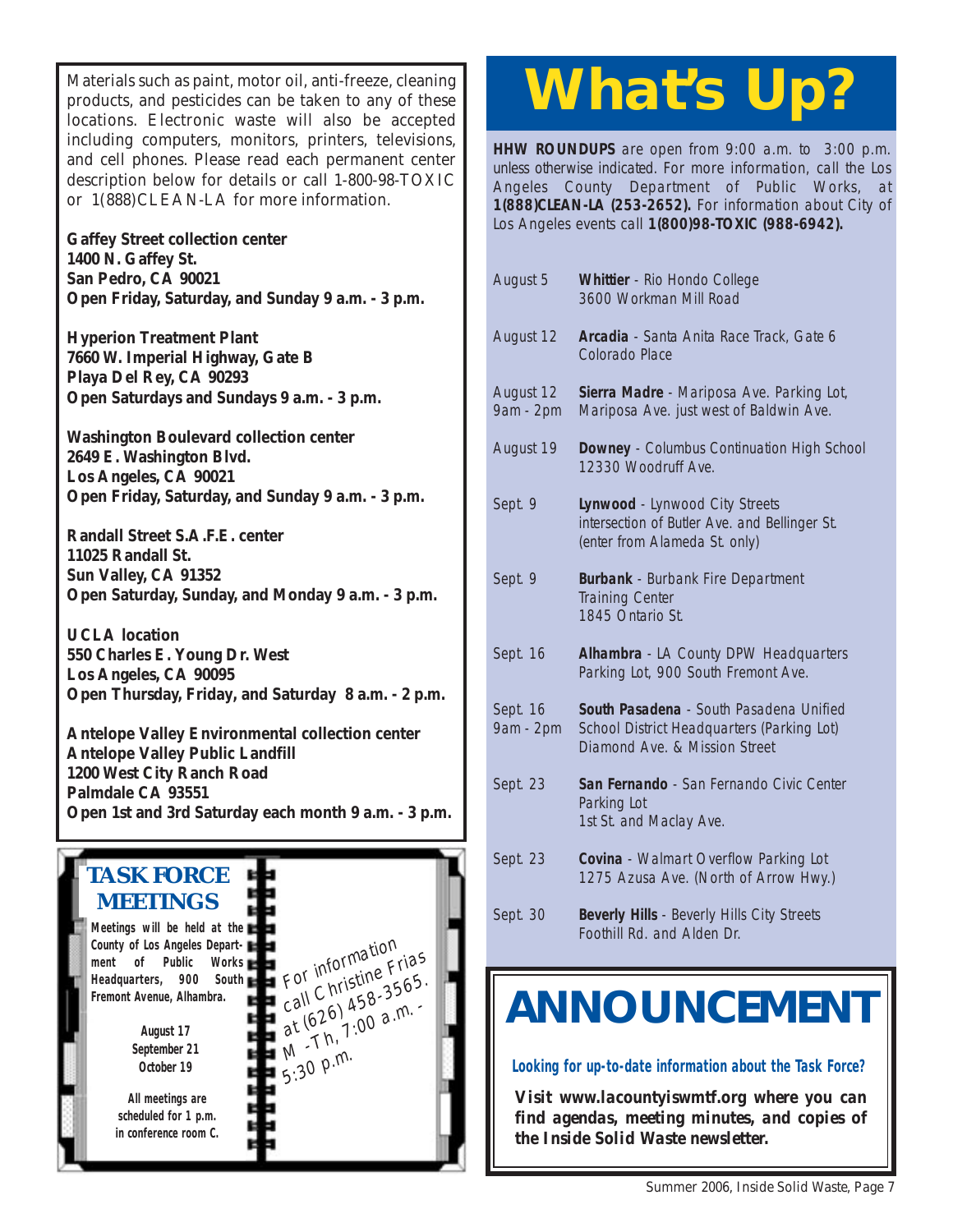Materials such as paint, motor oil, anti-freeze, cleaning products, and pesticides can be taken to any of these locations. Electronic waste will also be accepted including computers, monitors, printers, televisions, and cell phones. Please read each permanent center description below for details or call 1-800-98-TOXIC or 1(888)CLEAN-LA for more information.

**Gaffey Street collection center**
**1400 N. Gaffey St.**
**San Pedro, CA 90021**
**Open Friday, Saturday, and Sunday 9 a.m. - 3 p.m.**

**Hyperion Treatment Plant**
**7660 W. Imperial Highway, Gate B**
**Playa Del Rey, CA 90293**
**Open Saturdays and Sundays 9 a.m. - 3 p.m.**

**Washington Boulevard collection center**
**2649 E. Washington Blvd.**
**Los Angeles, CA 90021**
**Open Friday, Saturday, and Sunday 9 a.m. - 3 p.m.**

**Randall Street S.A.F.E. center**
**11025 Randall St.**
**Sun Valley, CA 91352**
**Open Saturday, Sunday, and Monday 9 a.m. - 3 p.m.**

**UCLA location**
**550 Charles E. Young Dr. West**
**Los Angeles, CA 90095**
**Open Thursday, Friday, and Saturday 8 a.m. - 2 p.m.**

**Antelope Valley Environmental collection center**
**Antelope Valley Public Landfill**
**1200 West City Ranch Road**
**Palmdale CA 93551**
**Open 1st and 3rd Saturday each month 9 a.m. - 3 p.m.**

## TASK FORCE MEETINGS

**Meetings will be held at the County of Los Angeles Department of Public Works Headquarters, 900 South Fremont Avenue, Alhambra.**

**August 17**
**September 21**
**October 19**

**All meetings are scheduled for 1 p.m. in conference room C.**

*For information call Christine Frias at (626) 458-3565. M -Th, 7:00 a.m. - 5:30 p.m.*

# What's Up?

**HHW ROUNDUPS** are open from 9:00 a.m. to 3:00 p.m. unless otherwise indicated. For more information, call the Los Angeles County Department of Public Works, at **1(888)CLEAN-LA (253-2652).** For information about City of Los Angeles events call **1(800)98-TOXIC (988-6942).**

| Date | Event |
|---|---|
| August 5 | **Whittier** - Rio Hondo College, 3600 Workman Mill Road |
| August 12 | **Arcadia** - Santa Anita Race Track, Gate 6, Colorado Place |
| August 12, 9am - 2pm | **Sierra Madre** - Mariposa Ave. Parking Lot, Mariposa Ave. just west of Baldwin Ave. |
| August 19 | **Downey** - Columbus Continuation High School, 12330 Woodruff Ave. |
| Sept. 9 | **Lynwood** - Lynwood City Streets, intersection of Butler Ave. and Bellinger St. (enter from Alameda St. only) |
| Sept. 9 | **Burbank** - Burbank Fire Department Training Center, 1845 Ontario St. |
| Sept. 16 | **Alhambra** - LA County DPW Headquarters Parking Lot, 900 South Fremont Ave. |
| Sept. 16, 9am - 2pm | **South Pasadena** - South Pasadena Unified School District Headquarters (Parking Lot), Diamond Ave. & Mission Street |
| Sept. 23 | **San Fernando** - San Fernando Civic Center Parking Lot, 1st St. and Maclay Ave. |
| Sept. 23 | **Covina** - Walmart Overflow Parking Lot, 1275 Azusa Ave. (North of Arrow Hwy.) |
| Sept. 30 | **Beverly Hills** - Beverly Hills City Streets, Foothill Rd. and Alden Dr. |

# ANNOUNCEMENT

***Looking for up-to-date information about the Task Force?***

***Visit www.lacountyiswmtf.org where you can find agendas, meeting minutes, and copies of the Inside Solid Waste newsletter.***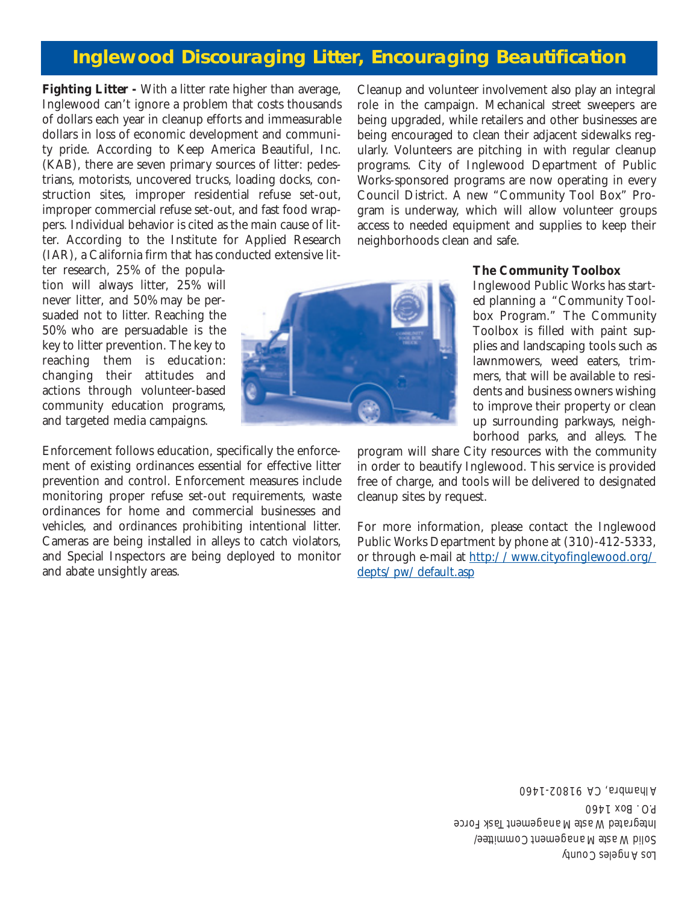# Inglewood Discouraging Litter, Encouraging Beautification

**Fighting Litter -** With a litter rate higher than average, Inglewood can't ignore a problem that costs thousands of dollars each year in cleanup efforts and immeasurable dollars in loss of economic development and community pride. According to Keep America Beautiful, Inc. (KAB), there are seven primary sources of litter: pedestrians, motorists, uncovered trucks, loading docks, construction sites, improper residential refuse set-out, improper commercial refuse set-out, and fast food wrappers. Individual behavior is cited as the main cause of litter. According to the Institute for Applied Research (IAR), a California firm that has conducted extensive litter research, 25% of the population will always litter, 25% will never litter, and 50% may be persuaded not to litter. Reaching the 50% who are persuadable is the key to litter prevention. The key to reaching them is education: changing their attitudes and actions through volunteer-based community education programs, and targeted media campaigns.

Enforcement follows education, specifically the enforcement of existing ordinances essential for effective litter prevention and control. Enforcement measures include monitoring proper refuse set-out requirements, waste ordinances for home and commercial businesses and vehicles, and ordinances prohibiting intentional litter. Cameras are being installed in alleys to catch violators, and Special Inspectors are being deployed to monitor and abate unsightly areas.

Cleanup and volunteer involvement also play an integral role in the campaign. Mechanical street sweepers are being upgraded, while retailers and other businesses are being encouraged to clean their adjacent sidewalks regularly. Volunteers are pitching in with regular cleanup programs. City of Inglewood Department of Public Works-sponsored programs are now operating in every Council District. A new "Community Tool Box" Program is underway, which will allow volunteer groups access to needed equipment and supplies to keep their neighborhoods clean and safe.

**The Community Toolbox**

Inglewood Public Works has started planning a "Community Toolbox Program." The Community Toolbox is filled with paint supplies and landscaping tools such as lawnmowers, weed eaters, trimmers, that will be available to residents and business owners wishing to improve their property or clean up surrounding parkways, neighborhood parks, and alleys. The program will share City resources with the community in order to beautify Inglewood. This service is provided free of charge, and tools will be delivered to designated cleanup sites by request.

For more information, please contact the Inglewood Public Works Department by phone at (310)-412-5333, or through e-mail at http://www.cityofinglewood.org/depts/pw/default.asp

Los Angeles County
Solid Waste Management Committee/
Integrated Waste Management Task Force
P.O. Box 1460
Alhambra, CA 91802-1460